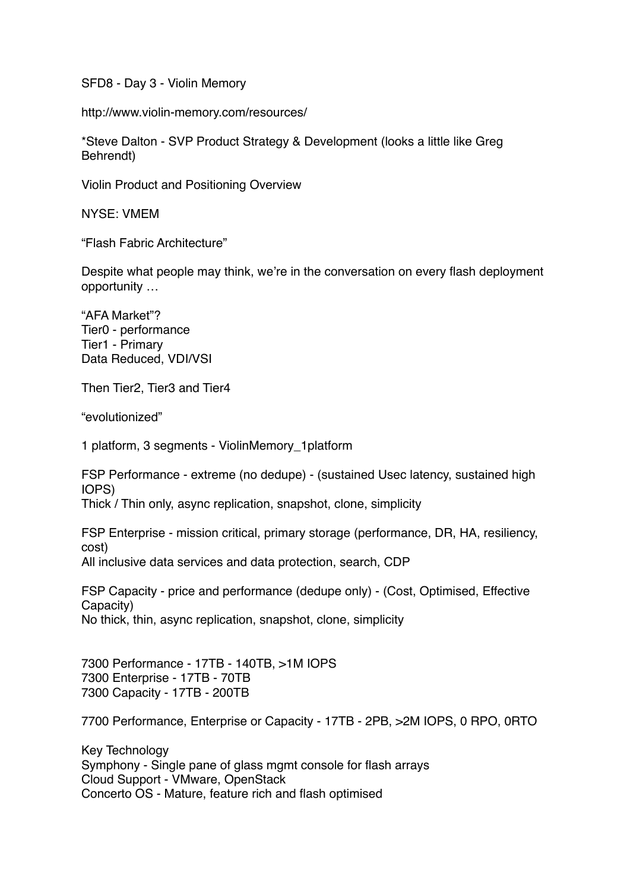SFD8 - Day 3 - Violin Memory

http://www.violin-memory.com/resources/

*Steve Dalton - SVP Product Strategy & Development (looks a little like Greg Behrendt)

Violin Product and Positioning Overview

NYSE: VMEM

"Flash Fabric Architecture"

Despite what people may think, we're in the conversation on every flash deployment opportunity …

"AFA Market"?
Tier0 - performance
Tier1 - Primary
Data Reduced, VDI/VSI

Then Tier2, Tier3 and Tier4

"evolutionized"

1 platform, 3 segments - ViolinMemory_1platform

FSP Performance - extreme (no dedupe) - (sustained Usec latency, sustained high IOPS)
Thick / Thin only, async replication, snapshot, clone, simplicity

FSP Enterprise - mission critical, primary storage (performance, DR, HA, resiliency, cost)
All inclusive data services and data protection, search, CDP

FSP Capacity - price and performance (dedupe only) - (Cost, Optimised, Effective Capacity)
No thick, thin, async replication, snapshot, clone, simplicity

7300 Performance - 17TB - 140TB, >1M IOPS
7300 Enterprise - 17TB - 70TB
7300 Capacity - 17TB - 200TB

7700 Performance, Enterprise or Capacity - 17TB - 2PB, >2M IOPS, 0 RPO, 0RTO

Key Technology
Symphony - Single pane of glass mgmt console for flash arrays
Cloud Support - VMware, OpenStack
Concerto OS - Mature, feature rich and flash optimised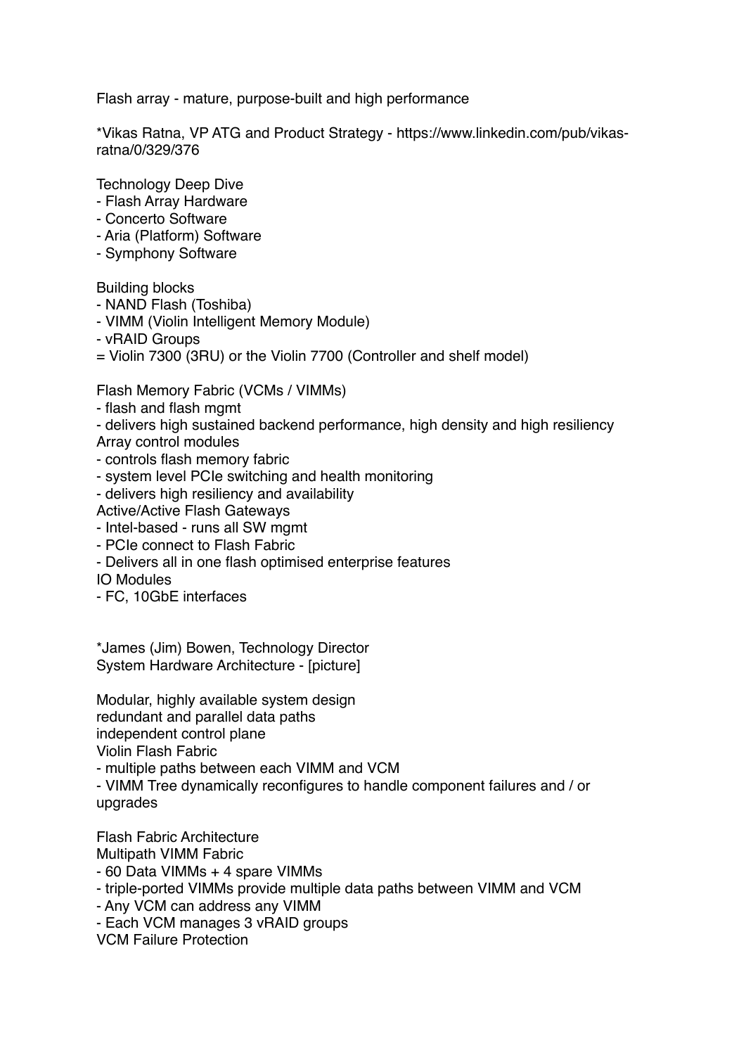Flash array - mature, purpose-built and high performance

*Vikas Ratna, VP ATG and Product Strategy - https://www.linkedin.com/pub/vikas-ratna/0/329/376

Technology Deep Dive
- Flash Array Hardware
- Concerto Software
- Aria (Platform) Software
- Symphony Software

Building blocks
- NAND Flash (Toshiba)
- VIMM (Violin Intelligent Memory Module)
- vRAID Groups
= Violin 7300 (3RU) or the Violin 7700 (Controller and shelf model)

Flash Memory Fabric (VCMs / VIMMs)
- flash and flash mgmt
- delivers high sustained backend performance, high density and high resiliency

Array control modules
- controls flash memory fabric
- system level PCIe switching and health monitoring
- delivers high resiliency and availability

Active/Active Flash Gateways
- Intel-based - runs all SW mgmt
- PCIe connect to Flash Fabric
- Delivers all in one flash optimised enterprise features

IO Modules
- FC, 10GbE interfaces

*James (Jim) Bowen, Technology Director
System Hardware Architecture - [picture]

Modular, highly available system design
redundant and parallel data paths
independent control plane
Violin Flash Fabric
- multiple paths between each VIMM and VCM
- VIMM Tree dynamically reconfigures to handle component failures and / or upgrades

Flash Fabric Architecture
Multipath VIMM Fabric
- 60 Data VIMMs + 4 spare VIMMs
- triple-ported VIMMs provide multiple data paths between VIMM and VCM
- Any VCM can address any VIMM
- Each VCM manages 3 vRAID groups

VCM Failure Protection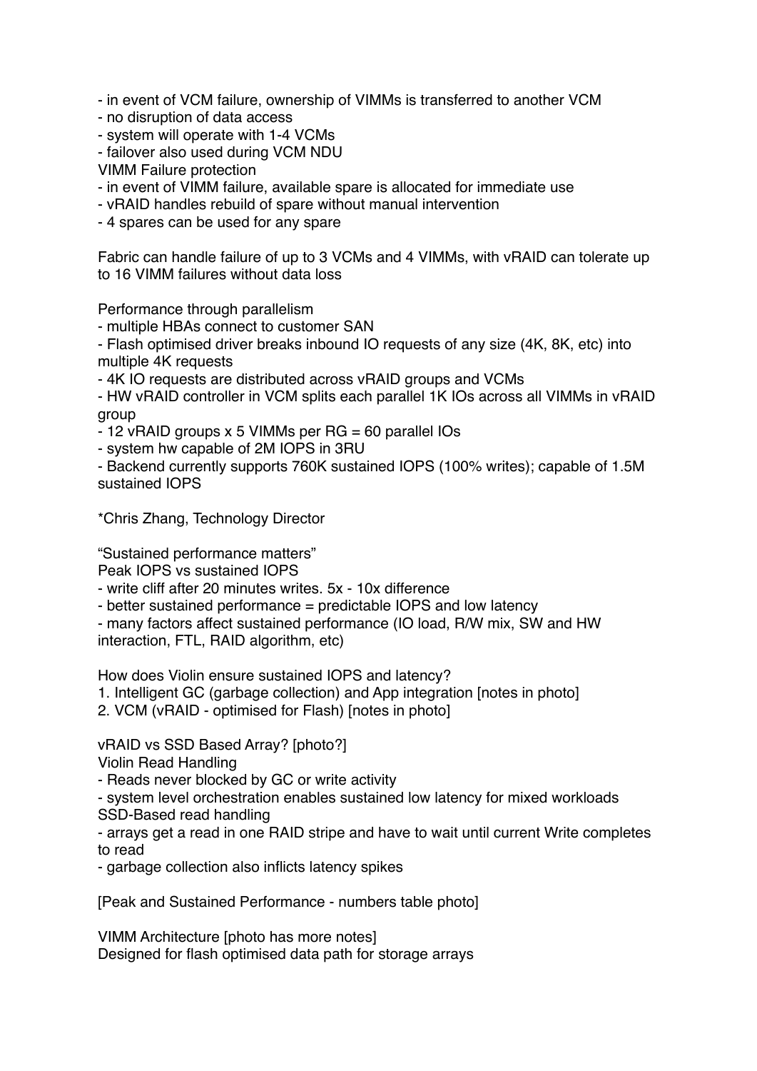- in event of VCM failure, ownership of VIMMs is transferred to another VCM
- no disruption of data access
- system will operate with 1-4 VCMs
- failover also used during VCM NDU

VIMM Failure protection
- in event of VIMM failure, available spare is allocated for immediate use
- vRAID handles rebuild of spare without manual intervention
- 4 spares can be used for any spare

Fabric can handle failure of up to 3 VCMs and 4 VIMMs, with vRAID can tolerate up to 16 VIMM failures without data loss

Performance through parallelism
- multiple HBAs connect to customer SAN
- Flash optimised driver breaks inbound IO requests of any size (4K, 8K, etc) into multiple 4K requests
- 4K IO requests are distributed across vRAID groups and VCMs
- HW vRAID controller in VCM splits each parallel 1K IOs across all VIMMs in vRAID group
- 12 vRAID groups x 5 VIMMs per RG = 60 parallel IOs
- system hw capable of 2M IOPS in 3RU
- Backend currently supports 760K sustained IOPS (100% writes); capable of 1.5M sustained IOPS

*Chris Zhang, Technology Director

“Sustained performance matters”

Peak IOPS vs sustained IOPS
- write cliff after 20 minutes writes. 5x - 10x difference
- better sustained performance = predictable IOPS and low latency
- many factors affect sustained performance (IO load, R/W mix, SW and HW interaction, FTL, RAID algorithm, etc)

How does Violin ensure sustained IOPS and latency?
1. Intelligent GC (garbage collection) and App integration [notes in photo]
2. VCM (vRAID - optimised for Flash) [notes in photo]

vRAID vs SSD Based Array? [photo?]

Violin Read Handling
- Reads never blocked by GC or write activity
- system level orchestration enables sustained low latency for mixed workloads

SSD-Based read handling
- arrays get a read in one RAID stripe and have to wait until current Write completes to read
- garbage collection also inflicts latency spikes

[Peak and Sustained Performance - numbers table photo]

VIMM Architecture [photo has more notes]

Designed for flash optimised data path for storage arrays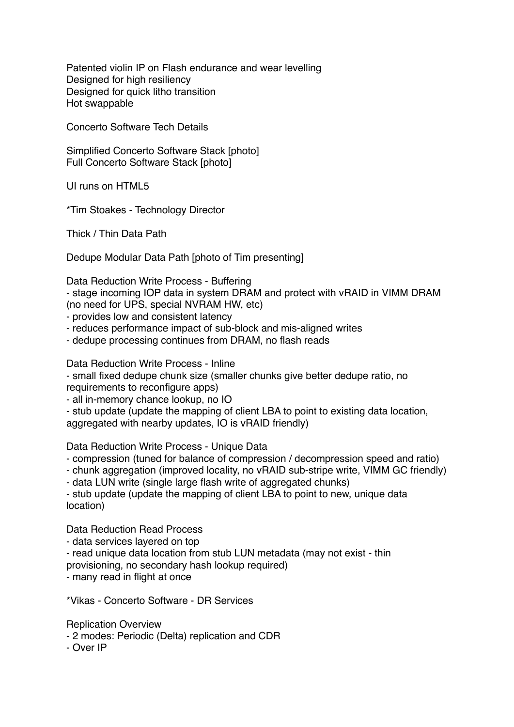Patented violin IP on Flash endurance and wear levelling
Designed for high resiliency
Designed for quick litho transition
Hot swappable

Concerto Software Tech Details

Simplified Concerto Software Stack [photo]
Full Concerto Software Stack [photo]

UI runs on HTML5

*Tim Stoakes - Technology Director

Thick / Thin Data Path

Dedupe Modular Data Path [photo of Tim presenting]

Data Reduction Write Process - Buffering
- stage incoming IOP data in system DRAM and protect with vRAID in VIMM DRAM (no need for UPS, special NVRAM HW, etc)
- provides low and consistent latency
- reduces performance impact of sub-block and mis-aligned writes
- dedupe processing continues from DRAM, no flash reads

Data Reduction Write Process - Inline
- small fixed dedupe chunk size (smaller chunks give better dedupe ratio, no requirements to reconfigure apps)
- all in-memory chance lookup, no IO
- stub update (update the mapping of client LBA to point to existing data location, aggregated with nearby updates, IO is vRAID friendly)

Data Reduction Write Process - Unique Data
- compression (tuned for balance of compression / decompression speed and ratio)
- chunk aggregation (improved locality, no vRAID sub-stripe write, VIMM GC friendly)
- data LUN write (single large flash write of aggregated chunks)
- stub update (update the mapping of client LBA to point to new, unique data location)

Data Reduction Read Process
- data services layered on top
- read unique data location from stub LUN metadata (may not exist - thin provisioning, no secondary hash lookup required)
- many read in flight at once

*Vikas - Concerto Software - DR Services

Replication Overview
- 2 modes: Periodic (Delta) replication and CDR
- Over IP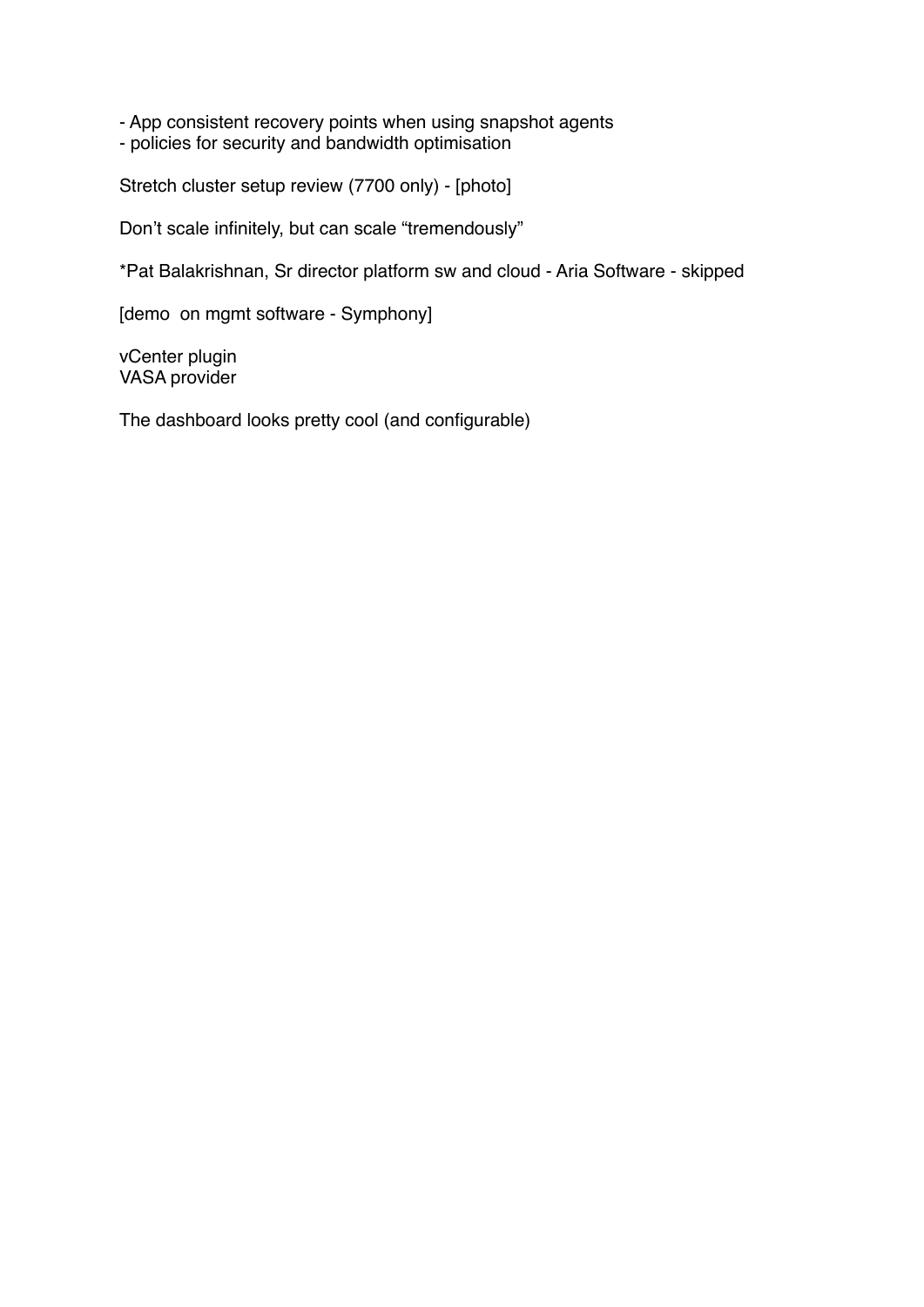- App consistent recovery points when using snapshot agents
- policies for security and bandwidth optimisation

Stretch cluster setup review (7700 only) - [photo]

Don't scale infinitely, but can scale "tremendously"

*Pat Balakrishnan, Sr director platform sw and cloud - Aria Software - skipped

[demo  on mgmt software - Symphony]

vCenter plugin  
VASA provider

The dashboard looks pretty cool (and configurable)